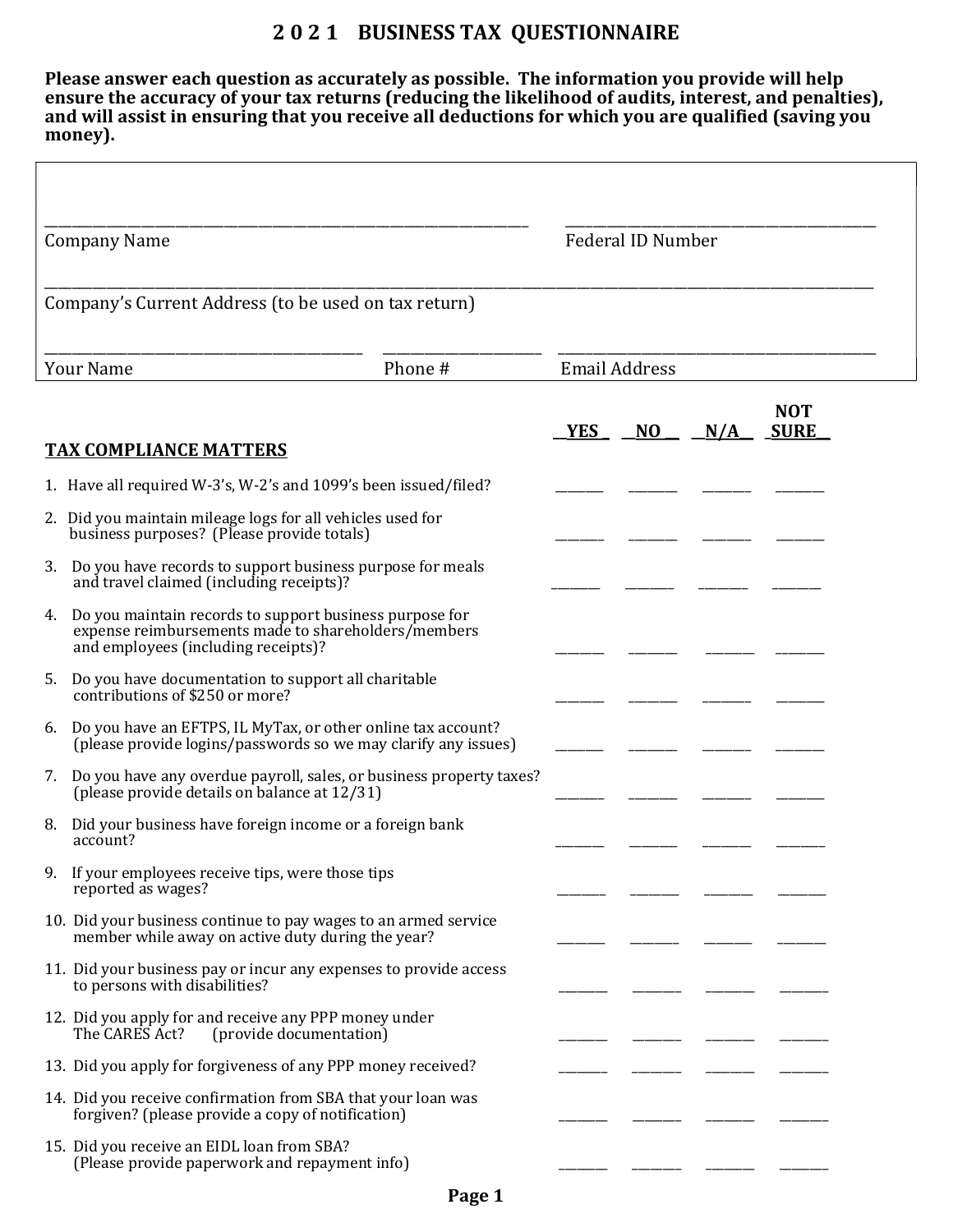# 2021 BUSINESS TAX QUESTIONNAIRE

**Please answer each question as accurately as possible. The information you provide will help ensure the accuracy of your tax returns (reducing the likelihood of audits, interest, and penalties), and will assist in ensuring that you receive all deductions for which you are qualified (saving you money).**

| | |
|---|---|
| Company Name: ______________________ | Federal ID Number: ______________________ |
| Company's Current Address (to be used on tax return): ______________________ | |

| | | |
|---|---|---|
| Your Name: ______________________ | Phone #: ______________ | Email Address: ______________________ |

| TAX COMPLIANCE MATTERS | YES | NO | N/A | NOT SURE |
|---|---|---|---|---|
| 1. Have all required W-3's, W-2's and 1099's been issued/filed? | | | | |
| 2. Did you maintain mileage logs for all vehicles used for business purposes? (Please provide totals) | | | | |
| 3. Do you have records to support business purpose for meals and travel claimed (including receipts)? | | | | |
| 4. Do you maintain records to support business purpose for expense reimbursements made to shareholders/members and employees (including receipts)? | | | | |
| 5. Do you have documentation to support all charitable contributions of $250 or more? | | | | |
| 6. Do you have an EFTPS, IL MyTax, or other online tax account? (please provide logins/passwords so we may clarify any issues) | | | | |
| 7. Do you have any overdue payroll, sales, or business property taxes? (please provide details on balance at 12/31) | | | | |
| 8. Did your business have foreign income or a foreign bank account? | | | | |
| 9. If your employees receive tips, were those tips reported as wages? | | | | |
| 10. Did your business continue to pay wages to an armed service member while away on active duty during the year? | | | | |
| 11. Did your business pay or incur any expenses to provide access to persons with disabilities? | | | | |
| 12. Did you apply for and receive any PPP money under The CARES Act? (provide documentation) | | | | |
| 13. Did you apply for forgiveness of any PPP money received? | | | | |
| 14. Did you receive confirmation from SBA that your loan was forgiven? (please provide a copy of notification) | | | | |
| 15. Did you receive an EIDL loan from SBA? (Please provide paperwork and repayment info) | | | | |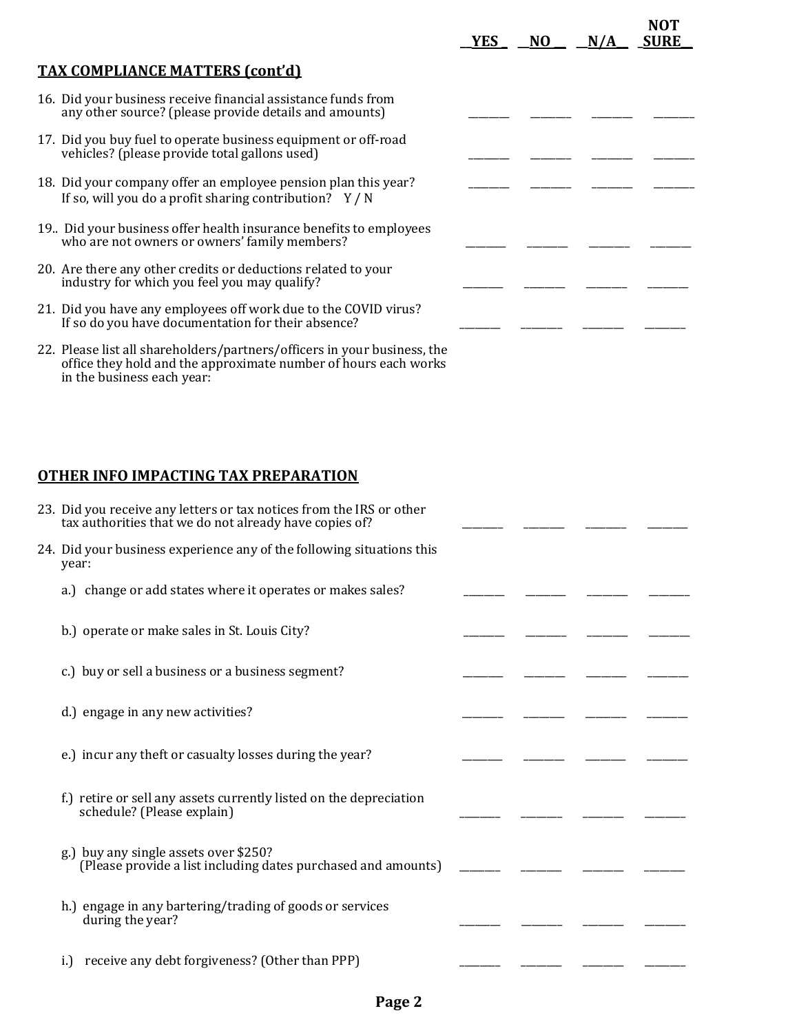| | YES | NO | N/A | NOT SURE |
|---|---|---|---|---|
| **TAX COMPLIANCE MATTERS (cont'd)** | | | | |
| 16. Did your business receive financial assistance funds from any other source? (please provide details and amounts) | ________ | ________ | ________ | ________ |
| 17. Did you buy fuel to operate business equipment or off-road vehicles? (please provide total gallons used) | ________ | ________ | ________ | ________ |
| 18. Did your company offer an employee pension plan this year? If so, will you do a profit sharing contribution? Y / N | ________ | ________ | ________ | ________ |
| 19.. Did your business offer health insurance benefits to employees who are not owners or owners' family members? | ________ | ________ | ________ | ________ |
| 20. Are there any other credits or deductions related to your industry for which you feel you may qualify? | ________ | ________ | ________ | ________ |
| 21. Did you have any employees off work due to the COVID virus? If so do you have documentation for their absence? | ________ | ________ | ________ | ________ |

22. Please list all shareholders/partners/officers in your business, the office they hold and the approximate number of hours each works in the business each year:

## OTHER INFO IMPACTING TAX PREPARATION

| | YES | NO | N/A | NOT SURE |
|---|---|---|---|---|
| 23. Did you receive any letters or tax notices from the IRS or other tax authorities that we do not already have copies of? | ________ | ________ | ________ | ________ |
| 24. Did your business experience any of the following situations this year: | | | | |
| a.) change or add states where it operates or makes sales? | ________ | ________ | ________ | ________ |
| b.) operate or make sales in St. Louis City? | ________ | ________ | ________ | ________ |
| c.) buy or sell a business or a business segment? | ________ | ________ | ________ | ________ |
| d.) engage in any new activities? | ________ | ________ | ________ | ________ |
| e.) incur any theft or casualty losses during the year? | ________ | ________ | ________ | ________ |
| f.) retire or sell any assets currently listed on the depreciation schedule? (Please explain) | ________ | ________ | ________ | ________ |
| g.) buy any single assets over $250? (Please provide a list including dates purchased and amounts) | ________ | ________ | ________ | ________ |
| h.) engage in any bartering/trading of goods or services during the year? | ________ | ________ | ________ | ________ |
| i.) receive any debt forgiveness? (Other than PPP) | ________ | ________ | ________ | ________ |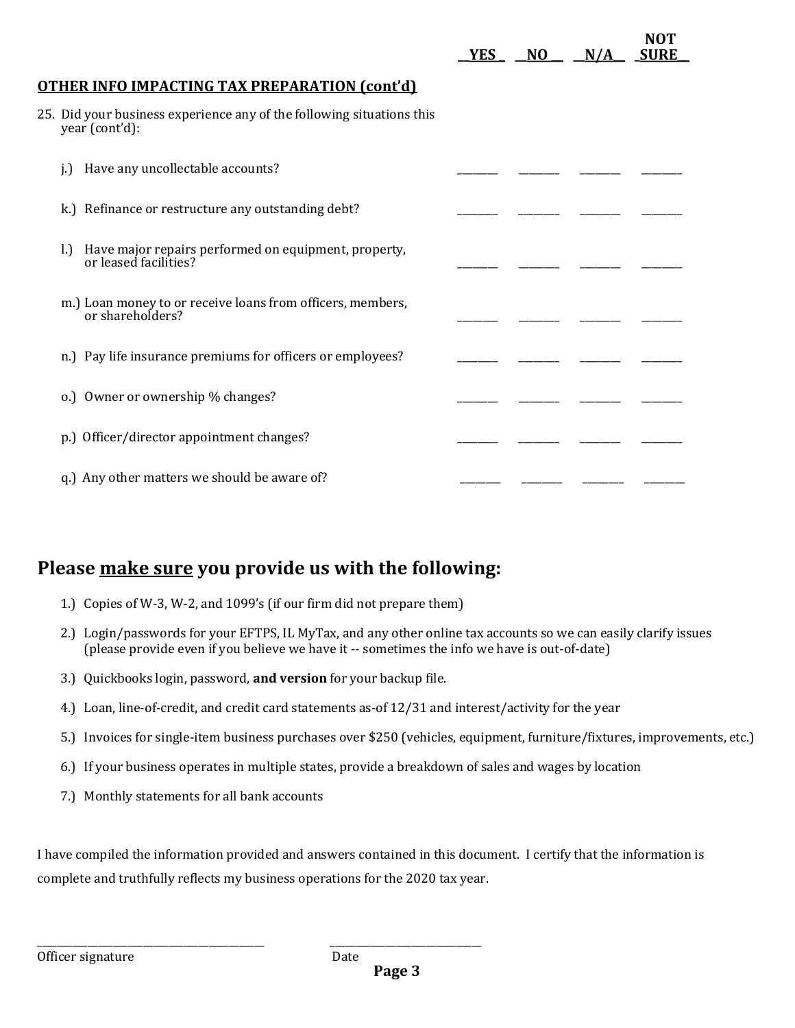## OTHER INFO IMPACTING TAX PREPARATION (cont'd)

| | YES | NO | N/A | NOT SURE |
|---|---|---|---|---|
| 25. Did your business experience any of the following situations this year (cont'd): | | | | |
| j.) Have any uncollectable accounts? | ______ | ______ | ______ | ______ |
| k.) Refinance or restructure any outstanding debt? | ______ | ______ | ______ | ______ |
| l.) Have major repairs performed on equipment, property, or leased facilities? | ______ | ______ | ______ | ______ |
| m.) Loan money to or receive loans from officers, members, or shareholders? | ______ | ______ | ______ | ______ |
| n.) Pay life insurance premiums for officers or employees? | ______ | ______ | ______ | ______ |
| o.) Owner or ownership % changes? | ______ | ______ | ______ | ______ |
| p.) Officer/director appointment changes? | ______ | ______ | ______ | ______ |
| q.) Any other matters we should be aware of? | ______ | ______ | ______ | ______ |

## Please make sure you provide us with the following:

1.) Copies of W-3, W-2, and 1099's (if our firm did not prepare them)

2.) Login/passwords for your EFTPS, IL MyTax, and any other online tax accounts so we can easily clarify issues (please provide even if you believe we have it -- sometimes the info we have is out-of-date)

3.) Quickbooks login, password, **and version** for your backup file.

4.) Loan, line-of-credit, and credit card statements as-of 12/31 and interest/activity for the year

5.) Invoices for single-item business purchases over $250 (vehicles, equipment, furniture/fixtures, improvements, etc.)

6.) If your business operates in multiple states, provide a breakdown of sales and wages by location

7.) Monthly statements for all bank accounts

I have compiled the information provided and answers contained in this document. I certify that the information is complete and truthfully reflects my business operations for the 2020 tax year.

_______________________________ Officer signature

_______________________ Date